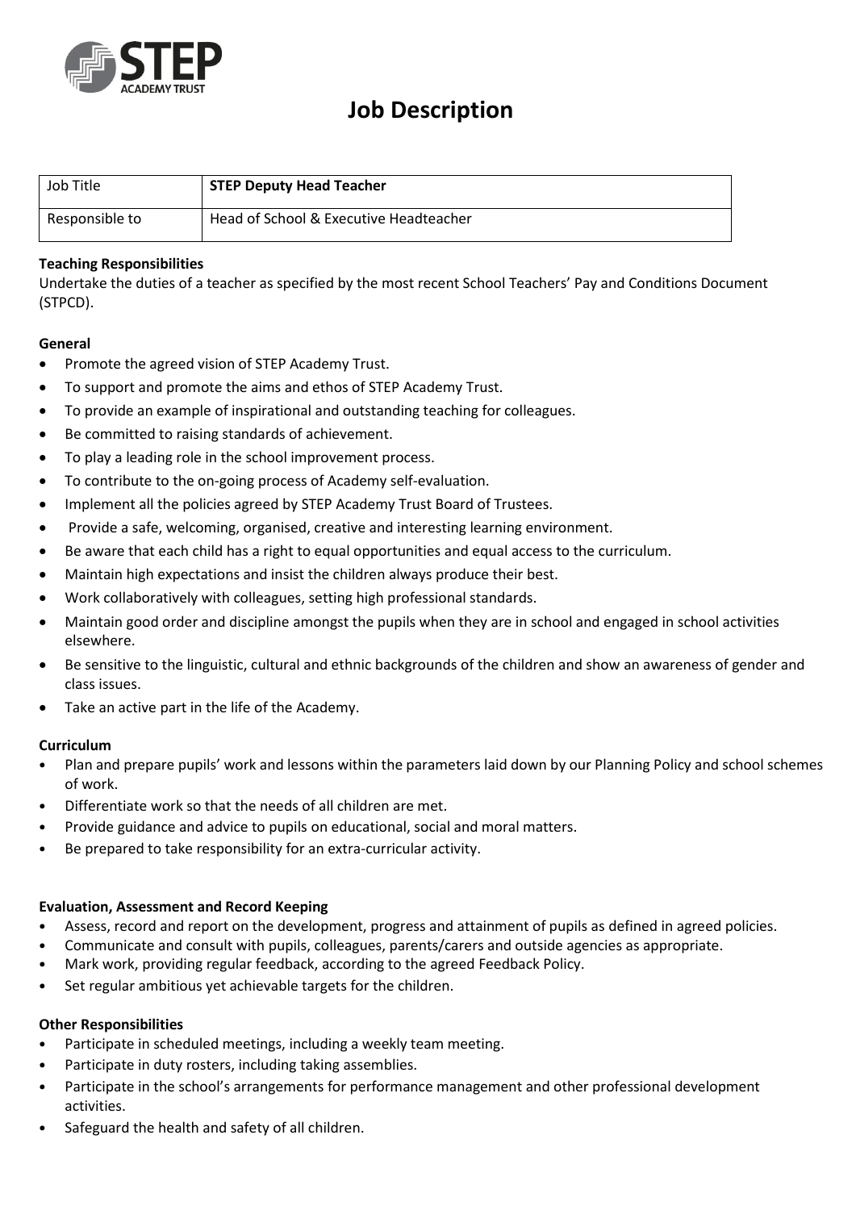# Job Description

| Job Title | **STEP Deputy Head Teacher** |
|---|---|
| Responsible to | Head of School & Executive Headteacher |

**Teaching Responsibilities**

Undertake the duties of a teacher as specified by the most recent School Teachers' Pay and Conditions Document (STPCD).

**General**

- Promote the agreed vision of STEP Academy Trust.
- To support and promote the aims and ethos of STEP Academy Trust.
- To provide an example of inspirational and outstanding teaching for colleagues.
- Be committed to raising standards of achievement.
- To play a leading role in the school improvement process.
- To contribute to the on-going process of Academy self-evaluation.
- Implement all the policies agreed by STEP Academy Trust Board of Trustees.
- Provide a safe, welcoming, organised, creative and interesting learning environment.
- Be aware that each child has a right to equal opportunities and equal access to the curriculum.
- Maintain high expectations and insist the children always produce their best.
- Work collaboratively with colleagues, setting high professional standards.
- Maintain good order and discipline amongst the pupils when they are in school and engaged in school activities elsewhere.
- Be sensitive to the linguistic, cultural and ethnic backgrounds of the children and show an awareness of gender and class issues.
- Take an active part in the life of the Academy.

**Curriculum**

- Plan and prepare pupils' work and lessons within the parameters laid down by our Planning Policy and school schemes of work.
- Differentiate work so that the needs of all children are met.
- Provide guidance and advice to pupils on educational, social and moral matters.
- Be prepared to take responsibility for an extra-curricular activity.

**Evaluation, Assessment and Record Keeping**

- Assess, record and report on the development, progress and attainment of pupils as defined in agreed policies.
- Communicate and consult with pupils, colleagues, parents/carers and outside agencies as appropriate.
- Mark work, providing regular feedback, according to the agreed Feedback Policy.
- Set regular ambitious yet achievable targets for the children.

**Other Responsibilities**

- Participate in scheduled meetings, including a weekly team meeting.
- Participate in duty rosters, including taking assemblies.
- Participate in the school's arrangements for performance management and other professional development activities.
- Safeguard the health and safety of all children.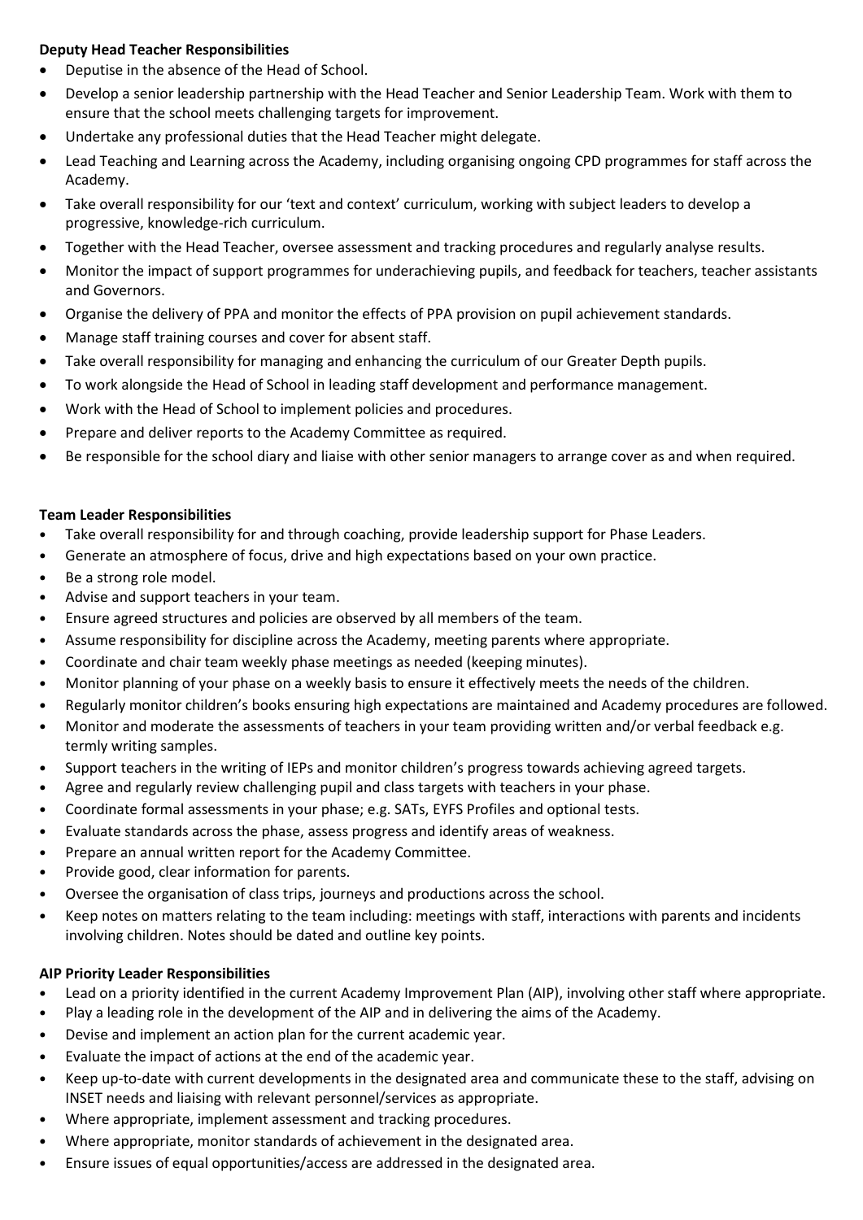**Deputy Head Teacher Responsibilities**

- Deputise in the absence of the Head of School.
- Develop a senior leadership partnership with the Head Teacher and Senior Leadership Team. Work with them to ensure that the school meets challenging targets for improvement.
- Undertake any professional duties that the Head Teacher might delegate.
- Lead Teaching and Learning across the Academy, including organising ongoing CPD programmes for staff across the Academy.
- Take overall responsibility for our 'text and context' curriculum, working with subject leaders to develop a progressive, knowledge-rich curriculum.
- Together with the Head Teacher, oversee assessment and tracking procedures and regularly analyse results.
- Monitor the impact of support programmes for underachieving pupils, and feedback for teachers, teacher assistants and Governors.
- Organise the delivery of PPA and monitor the effects of PPA provision on pupil achievement standards.
- Manage staff training courses and cover for absent staff.
- Take overall responsibility for managing and enhancing the curriculum of our Greater Depth pupils.
- To work alongside the Head of School in leading staff development and performance management.
- Work with the Head of School to implement policies and procedures.
- Prepare and deliver reports to the Academy Committee as required.
- Be responsible for the school diary and liaise with other senior managers to arrange cover as and when required.

**Team Leader Responsibilities**

- Take overall responsibility for and through coaching, provide leadership support for Phase Leaders.
- Generate an atmosphere of focus, drive and high expectations based on your own practice.
- Be a strong role model.
- Advise and support teachers in your team.
- Ensure agreed structures and policies are observed by all members of the team.
- Assume responsibility for discipline across the Academy, meeting parents where appropriate.
- Coordinate and chair team weekly phase meetings as needed (keeping minutes).
- Monitor planning of your phase on a weekly basis to ensure it effectively meets the needs of the children.
- Regularly monitor children's books ensuring high expectations are maintained and Academy procedures are followed.
- Monitor and moderate the assessments of teachers in your team providing written and/or verbal feedback e.g. termly writing samples.
- Support teachers in the writing of IEPs and monitor children's progress towards achieving agreed targets.
- Agree and regularly review challenging pupil and class targets with teachers in your phase.
- Coordinate formal assessments in your phase; e.g. SATs, EYFS Profiles and optional tests.
- Evaluate standards across the phase, assess progress and identify areas of weakness.
- Prepare an annual written report for the Academy Committee.
- Provide good, clear information for parents.
- Oversee the organisation of class trips, journeys and productions across the school.
- Keep notes on matters relating to the team including: meetings with staff, interactions with parents and incidents involving children. Notes should be dated and outline key points.

**AIP Priority Leader Responsibilities**

- Lead on a priority identified in the current Academy Improvement Plan (AIP), involving other staff where appropriate.
- Play a leading role in the development of the AIP and in delivering the aims of the Academy.
- Devise and implement an action plan for the current academic year.
- Evaluate the impact of actions at the end of the academic year.
- Keep up-to-date with current developments in the designated area and communicate these to the staff, advising on INSET needs and liaising with relevant personnel/services as appropriate.
- Where appropriate, implement assessment and tracking procedures.
- Where appropriate, monitor standards of achievement in the designated area.
- Ensure issues of equal opportunities/access are addressed in the designated area.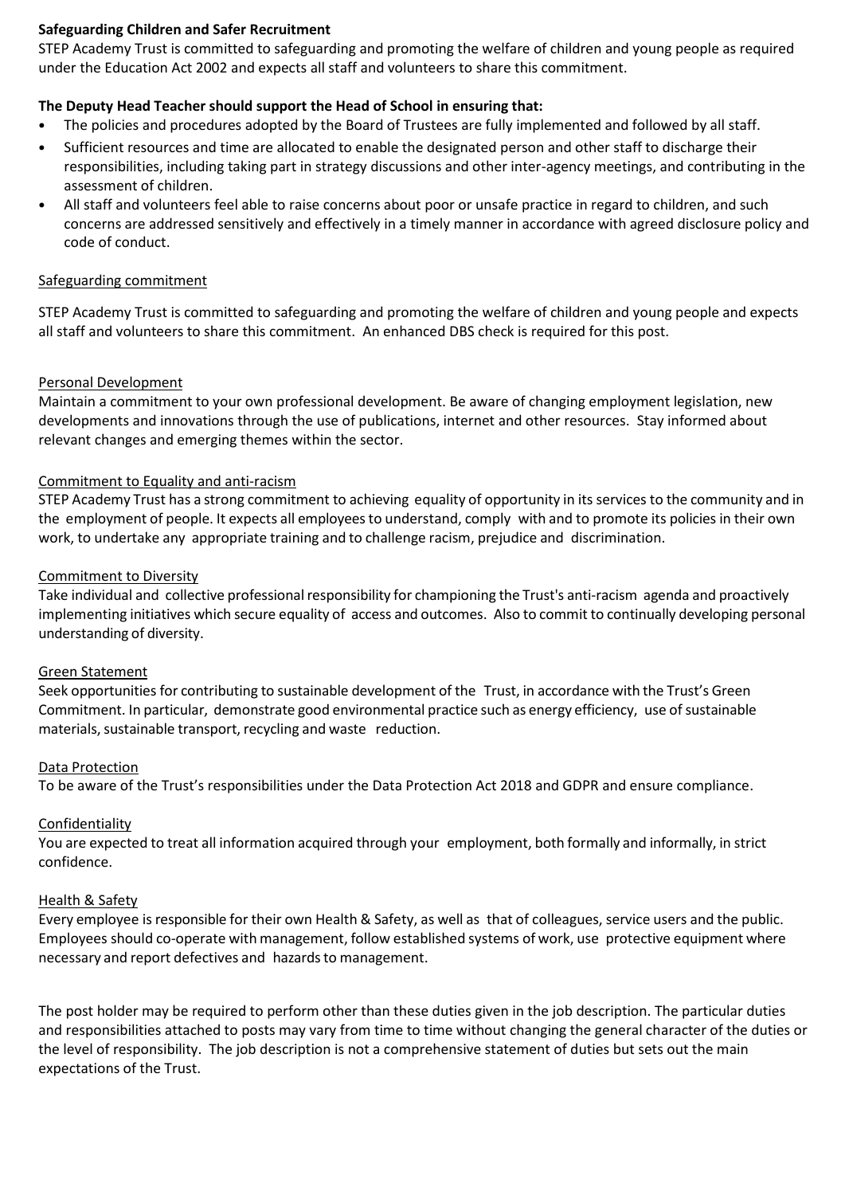**Safeguarding Children and Safer Recruitment**

STEP Academy Trust is committed to safeguarding and promoting the welfare of children and young people as required under the Education Act 2002 and expects all staff and volunteers to share this commitment.

**The Deputy Head Teacher should support the Head of School in ensuring that:**

- The policies and procedures adopted by the Board of Trustees are fully implemented and followed by all staff.
- Sufficient resources and time are allocated to enable the designated person and other staff to discharge their responsibilities, including taking part in strategy discussions and other inter-agency meetings, and contributing in the assessment of children.
- All staff and volunteers feel able to raise concerns about poor or unsafe practice in regard to children, and such concerns are addressed sensitively and effectively in a timely manner in accordance with agreed disclosure policy and code of conduct.

<u>Safeguarding commitment</u>

STEP Academy Trust is committed to safeguarding and promoting the welfare of children and young people and expects all staff and volunteers to share this commitment. An enhanced DBS check is required for this post.

<u>Personal Development</u>

Maintain a commitment to your own professional development. Be aware of changing employment legislation, new developments and innovations through the use of publications, internet and other resources. Stay informed about relevant changes and emerging themes within the sector.

<u>Commitment to Equality and anti-racism</u>

STEP Academy Trust has a strong commitment to achieving equality of opportunity in its services to the community and in the employment of people. It expects all employees to understand, comply with and to promote its policies in their own work, to undertake any appropriate training and to challenge racism, prejudice and discrimination.

<u>Commitment to Diversity</u>

Take individual and collective professional responsibility for championing the Trust's anti-racism agenda and proactively implementing initiatives which secure equality of access and outcomes. Also to commit to continually developing personal understanding of diversity.

<u>Green Statement</u>

Seek opportunities for contributing to sustainable development of the Trust, in accordance with the Trust's Green Commitment. In particular, demonstrate good environmental practice such as energy efficiency, use of sustainable materials, sustainable transport, recycling and waste reduction.

<u>Data Protection</u>

To be aware of the Trust's responsibilities under the Data Protection Act 2018 and GDPR and ensure compliance.

<u>Confidentiality</u>

You are expected to treat all information acquired through your employment, both formally and informally, in strict confidence.

<u>Health & Safety</u>

Every employee is responsible for their own Health & Safety, as well as that of colleagues, service users and the public. Employees should co-operate with management, follow established systems of work, use protective equipment where necessary and report defectives and hazards to management.

The post holder may be required to perform other than these duties given in the job description. The particular duties and responsibilities attached to posts may vary from time to time without changing the general character of the duties or the level of responsibility. The job description is not a comprehensive statement of duties but sets out the main expectations of the Trust.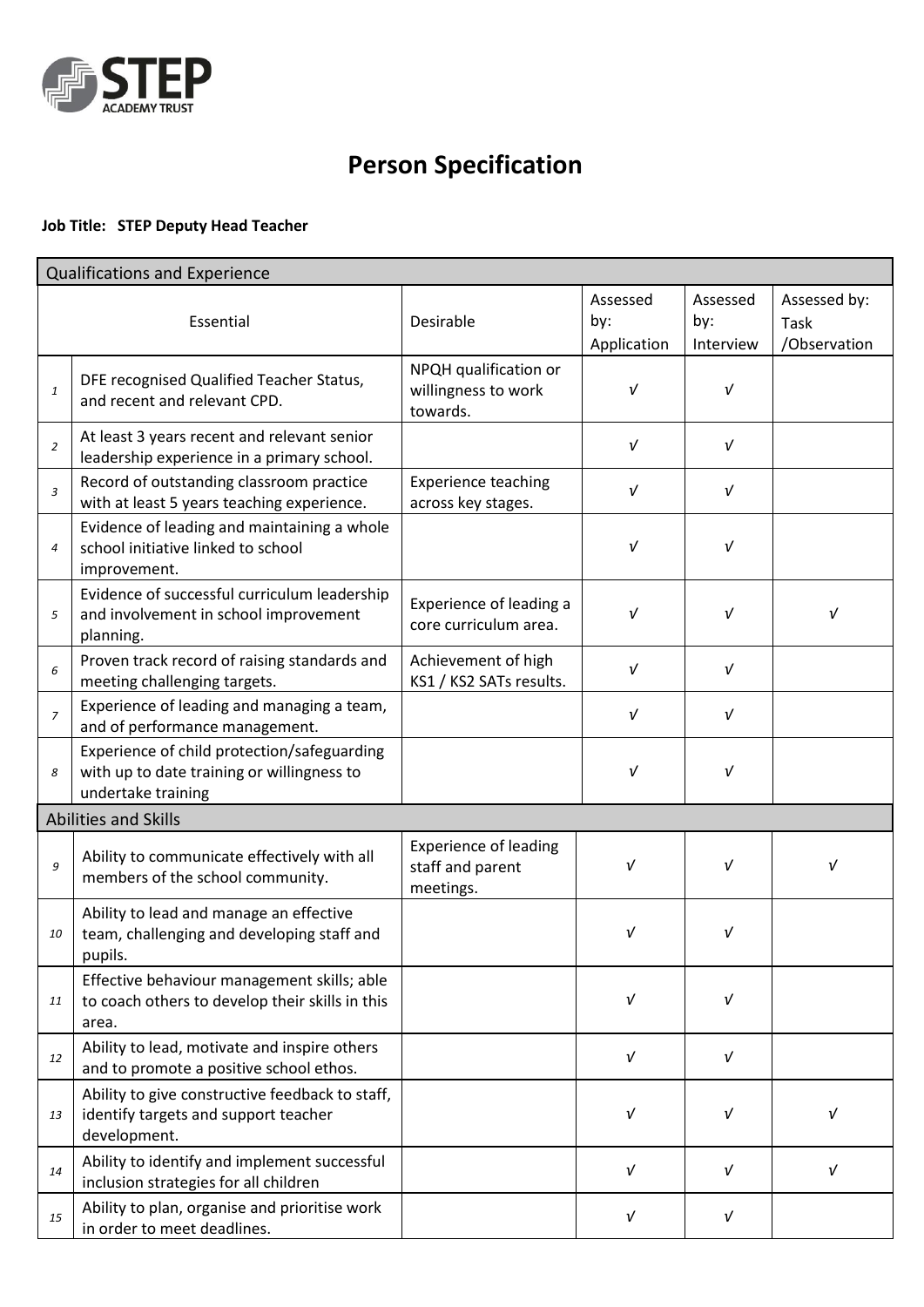STEP ACADEMY TRUST

# Person Specification

**Job Title: STEP Deputy Head Teacher**

| | Qualifications and Experience | | | | |
|---|---|---|---|---|---|
| | Essential | Desirable | Assessed by: Application | Assessed by: Interview | Assessed by: Task /Observation |
| *1* | DFE recognised Qualified Teacher Status, and recent and relevant CPD. | NPQH qualification or willingness to work towards. | √ | √ | |
| *2* | At least 3 years recent and relevant senior leadership experience in a primary school. | | √ | √ | |
| *3* | Record of outstanding classroom practice with at least 5 years teaching experience. | Experience teaching across key stages. | √ | √ | |
| *4* | Evidence of leading and maintaining a whole school initiative linked to school improvement. | | √ | √ | |
| *5* | Evidence of successful curriculum leadership and involvement in school improvement planning. | Experience of leading a core curriculum area. | √ | √ | √ |
| *6* | Proven track record of raising standards and meeting challenging targets. | Achievement of high KS1 / KS2 SATs results. | √ | √ | |
| *7* | Experience of leading and managing a team, and of performance management. | | √ | √ | |
| *8* | Experience of child protection/safeguarding with up to date training or willingness to undertake training | | √ | √ | |
| | **Abilities and Skills** | | | | |
| *9* | Ability to communicate effectively with all members of the school community. | Experience of leading staff and parent meetings. | √ | √ | √ |
| *10* | Ability to lead and manage an effective team, challenging and developing staff and pupils. | | √ | √ | |
| *11* | Effective behaviour management skills; able to coach others to develop their skills in this area. | | √ | √ | |
| *12* | Ability to lead, motivate and inspire others and to promote a positive school ethos. | | √ | √ | |
| *13* | Ability to give constructive feedback to staff, identify targets and support teacher development. | | √ | √ | √ |
| *14* | Ability to identify and implement successful inclusion strategies for all children | | √ | √ | √ |
| *15* | Ability to plan, organise and prioritise work in order to meet deadlines. | | √ | √ | |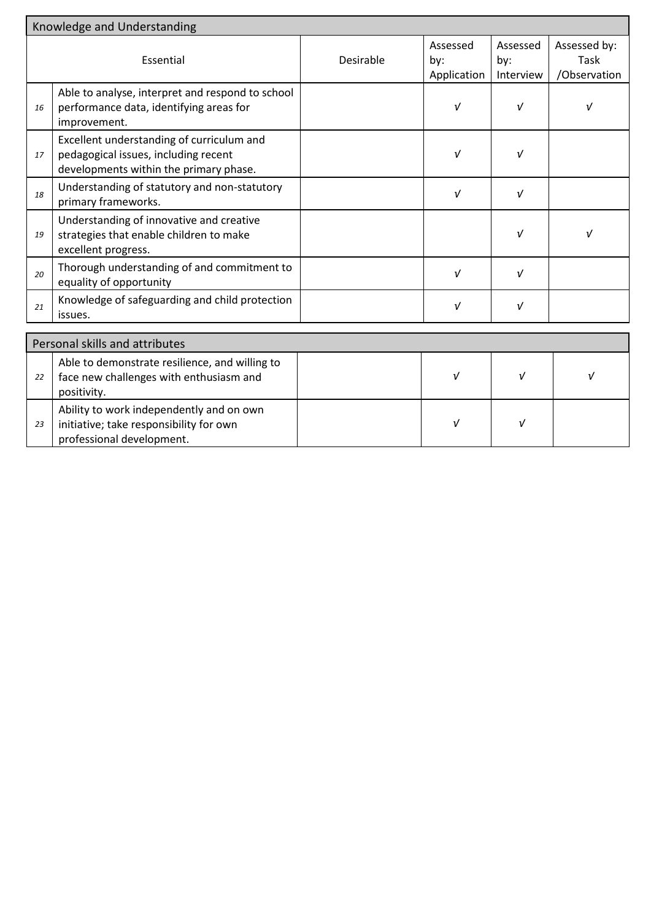| Knowledge and Understanding | | | | | |
|---|---|---|---|---|---|
| | Essential | Desirable | Assessed by: Application | Assessed by: Interview | Assessed by: Task /Observation |
| *16* | Able to analyse, interpret and respond to school performance data, identifying areas for improvement. | | √ | √ | √ |
| *17* | Excellent understanding of curriculum and pedagogical issues, including recent developments within the primary phase. | | √ | √ | |
| *18* | Understanding of statutory and non-statutory primary frameworks. | | √ | √ | |
| *19* | Understanding of innovative and creative strategies that enable children to make excellent progress. | | | √ | √ |
| *20* | Thorough understanding of and commitment to equality of opportunity | | √ | √ | |
| *21* | Knowledge of safeguarding and child protection issues. | | √ | √ | |

| Personal skills and attributes | | | | | |
|---|---|---|---|---|---|
| *22* | Able to demonstrate resilience, and willing to face new challenges with enthusiasm and positivity. | | √ | √ | √ |
| *23* | Ability to work independently and on own initiative; take responsibility for own professional development. | | √ | √ | |